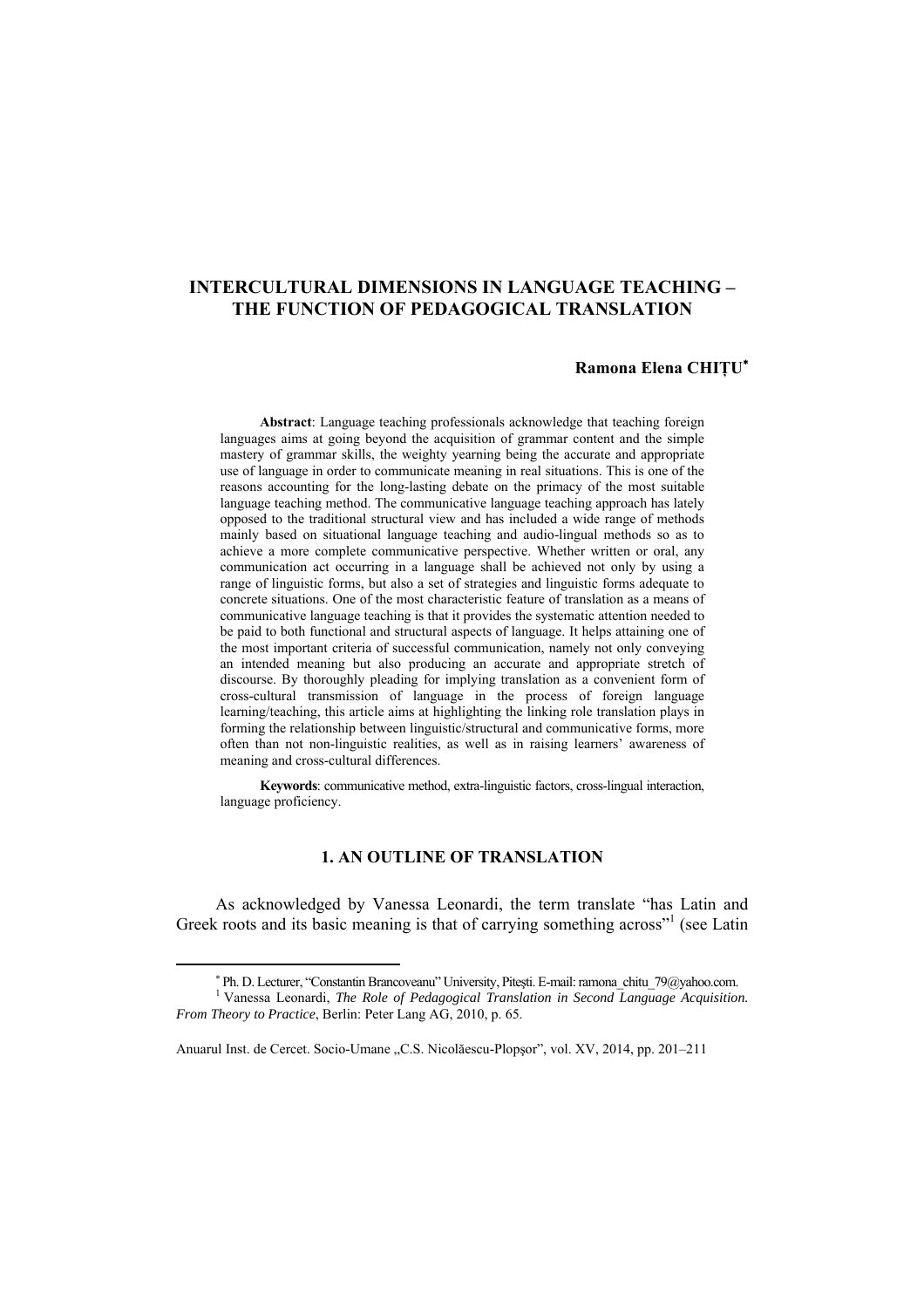# INTERCULTURAL DIMENSIONS IN LANGUAGE TEACHING – THE FUNCTION OF PEDAGOGICAL TRANSLATION

**Ramona Elena CHIȚU***

**Abstract**: Language teaching professionals acknowledge that teaching foreign languages aims at going beyond the acquisition of grammar content and the simple mastery of grammar skills, the weighty yearning being the accurate and appropriate use of language in order to communicate meaning in real situations. This is one of the reasons accounting for the long-lasting debate on the primacy of the most suitable language teaching method. The communicative language teaching approach has lately opposed to the traditional structural view and has included a wide range of methods mainly based on situational language teaching and audio-lingual methods so as to achieve a more complete communicative perspective. Whether written or oral, any communication act occurring in a language shall be achieved not only by using a range of linguistic forms, but also a set of strategies and linguistic forms adequate to concrete situations. One of the most characteristic feature of translation as a means of communicative language teaching is that it provides the systematic attention needed to be paid to both functional and structural aspects of language. It helps attaining one of the most important criteria of successful communication, namely not only conveying an intended meaning but also producing an accurate and appropriate stretch of discourse. By thoroughly pleading for implying translation as a convenient form of cross-cultural transmission of language in the process of foreign language learning/teaching, this article aims at highlighting the linking role translation plays in forming the relationship between linguistic/structural and communicative forms, more often than not non-linguistic realities, as well as in raising learners' awareness of meaning and cross-cultural differences.

**Keywords**: communicative method, extra-linguistic factors, cross-lingual interaction, language proficiency.

## 1. AN OUTLINE OF TRANSLATION

As acknowledged by Vanessa Leonardi, the term translate "has Latin and Greek roots and its basic meaning is that of carrying something across"[1] (see Latin

---

\* Ph. D. Lecturer, "Constantin Brancoveanu" University, Pitești. E-mail: ramona_chitu_79@yahoo.com.

[1] Vanessa Leonardi, *The Role of Pedagogical Translation in Second Language Acquisition. From Theory to Practice*, Berlin: Peter Lang AG, 2010, p. 65.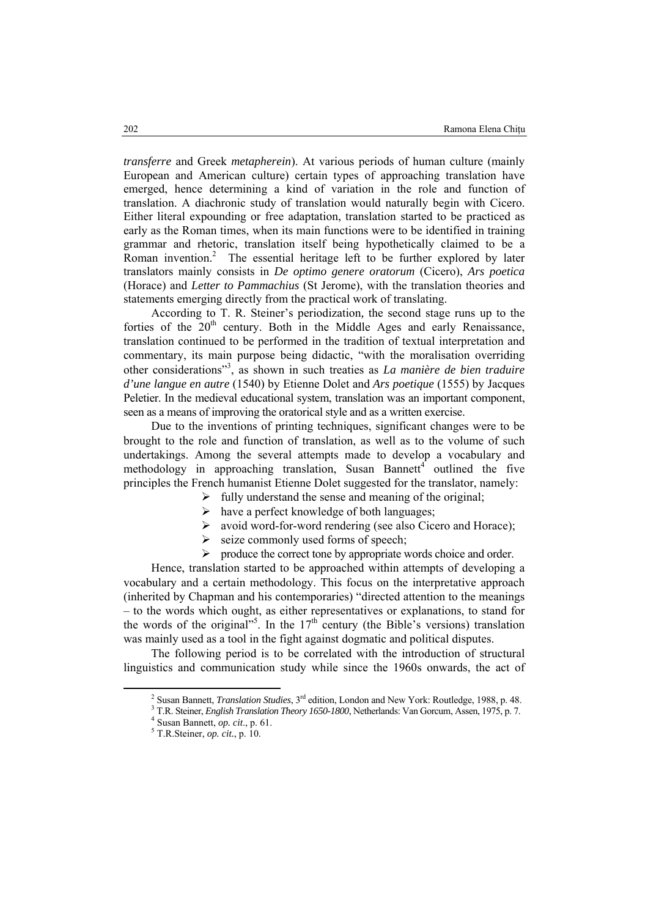*transferre* and Greek *metapherein*). At various periods of human culture (mainly European and American culture) certain types of approaching translation have emerged, hence determining a kind of variation in the role and function of translation. A diachronic study of translation would naturally begin with Cicero. Either literal expounding or free adaptation, translation started to be practiced as early as the Roman times, when its main functions were to be identified in training grammar and rhetoric, translation itself being hypothetically claimed to be a Roman invention.[2] The essential heritage left to be further explored by later translators mainly consists in *De optimo genere oratorum* (Cicero), *Ars poetica* (Horace) and *Letter to Pammachius* (St Jerome), with the translation theories and statements emerging directly from the practical work of translating.

According to T. R. Steiner's periodization, the second stage runs up to the forties of the 20[th] century. Both in the Middle Ages and early Renaissance, translation continued to be performed in the tradition of textual interpretation and commentary, its main purpose being didactic, "with the moralisation overriding other considerations"[3], as shown in such treaties as *La manière de bien traduire d'une langue en autre* (1540) by Etienne Dolet and *Ars poetique* (1555) by Jacques Peletier. In the medieval educational system, translation was an important component, seen as a means of improving the oratorical style and as a written exercise.

Due to the inventions of printing techniques, significant changes were to be brought to the role and function of translation, as well as to the volume of such undertakings. Among the several attempts made to develop a vocabulary and methodology in approaching translation, Susan Bannett[4] outlined the five principles the French humanist Etienne Dolet suggested for the translator, namely:

- fully understand the sense and meaning of the original;
- have a perfect knowledge of both languages;
- avoid word-for-word rendering (see also Cicero and Horace);
- seize commonly used forms of speech;
- produce the correct tone by appropriate words choice and order.

Hence, translation started to be approached within attempts of developing a vocabulary and a certain methodology. This focus on the interpretative approach (inherited by Chapman and his contemporaries) "directed attention to the meanings – to the words which ought, as either representatives or explanations, to stand for the words of the original"[5]. In the 17[th] century (the Bible's versions) translation was mainly used as a tool in the fight against dogmatic and political disputes.

The following period is to be correlated with the introduction of structural linguistics and communication study while since the 1960s onwards, the act of

---

[2] Susan Bannett, *Translation Studies*, 3[rd] edition, London and New York: Routledge, 1988, p. 48.

[3] T.R. Steiner, *English Translation Theory 1650-1800*, Netherlands: Van Gorcum, Assen, 1975, p. 7.

[4] Susan Bannett, *op. cit*., p. 61.

[5] T.R.Steiner, *op. cit*., p. 10.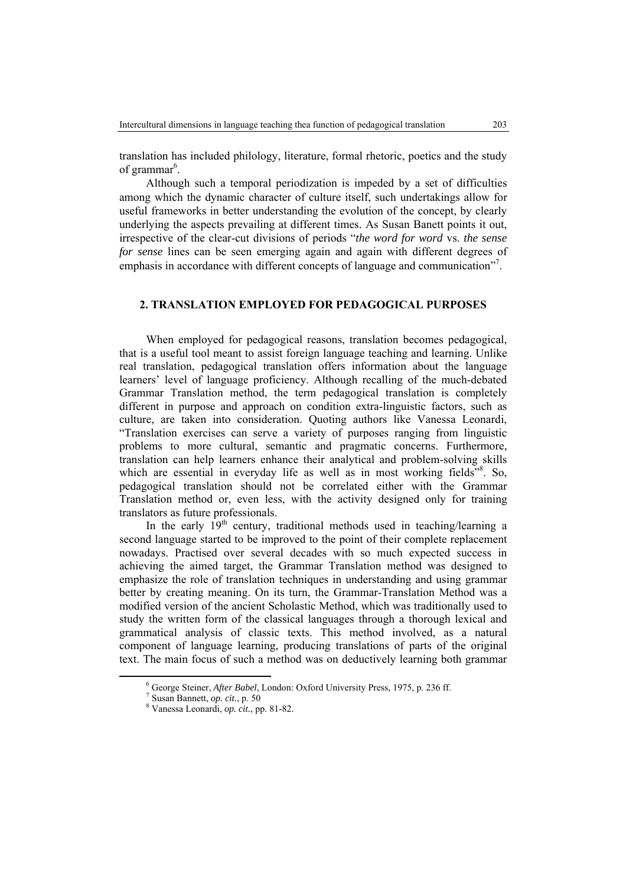translation has included philology, literature, formal rhetoric, poetics and the study of grammar[6].

Although such a temporal periodization is impeded by a set of difficulties among which the dynamic character of culture itself, such undertakings allow for useful frameworks in better understanding the evolution of the concept, by clearly underlying the aspects prevailing at different times. As Susan Banett points it out, irrespective of the clear-cut divisions of periods "*the word for word* vs. *the sense for sense* lines can be seen emerging again and again with different degrees of emphasis in accordance with different concepts of language and communication"[7].

## 2. TRANSLATION EMPLOYED FOR PEDAGOGICAL PURPOSES

When employed for pedagogical reasons, translation becomes pedagogical, that is a useful tool meant to assist foreign language teaching and learning. Unlike real translation, pedagogical translation offers information about the language learners' level of language proficiency. Although recalling of the much-debated Grammar Translation method, the term pedagogical translation is completely different in purpose and approach on condition extra-linguistic factors, such as culture, are taken into consideration. Quoting authors like Vanessa Leonardi, "Translation exercises can serve a variety of purposes ranging from linguistic problems to more cultural, semantic and pragmatic concerns. Furthermore, translation can help learners enhance their analytical and problem-solving skills which are essential in everyday life as well as in most working fields"[8]. So, pedagogical translation should not be correlated either with the Grammar Translation method or, even less, with the activity designed only for training translators as future professionals.

In the early 19[th] century, traditional methods used in teaching/learning a second language started to be improved to the point of their complete replacement nowadays. Practised over several decades with so much expected success in achieving the aimed target, the Grammar Translation method was designed to emphasize the role of translation techniques in understanding and using grammar better by creating meaning. On its turn, the Grammar-Translation Method was a modified version of the ancient Scholastic Method, which was traditionally used to study the written form of the classical languages through a thorough lexical and grammatical analysis of classic texts. This method involved, as a natural component of language learning, producing translations of parts of the original text. The main focus of such a method was on deductively learning both grammar

---

[6] George Steiner, *After Babel*, London: Oxford University Press, 1975, p. 236 ff.

[7] Susan Bannett, *op. cit.*, p. 50

[8] Vanessa Leonardi, *op. cit.*, pp. 81-82.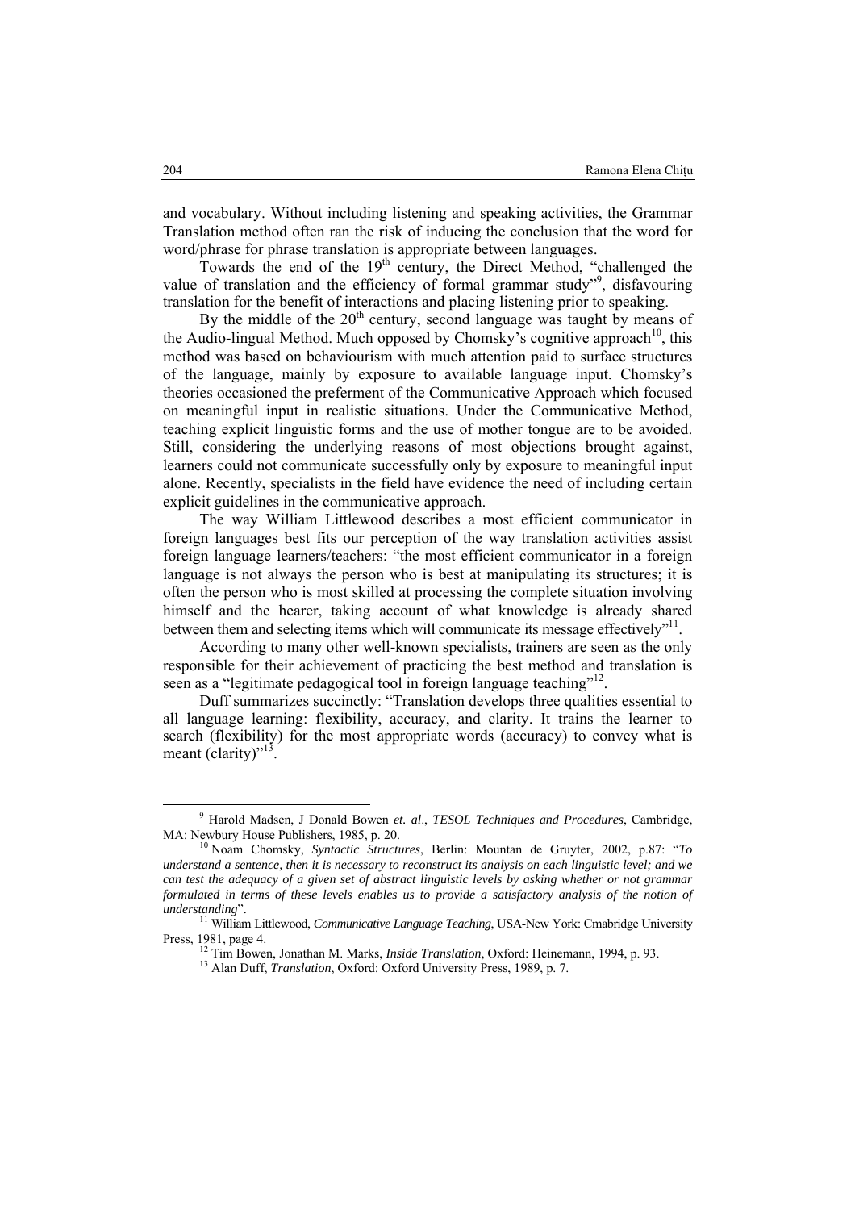and vocabulary. Without including listening and speaking activities, the Grammar Translation method often ran the risk of inducing the conclusion that the word for word/phrase for phrase translation is appropriate between languages.

Towards the end of the 19th century, the Direct Method, "challenged the value of translation and the efficiency of formal grammar study"[9], disfavouring translation for the benefit of interactions and placing listening prior to speaking.

By the middle of the 20th century, second language was taught by means of the Audio-lingual Method. Much opposed by Chomsky's cognitive approach[10], this method was based on behaviourism with much attention paid to surface structures of the language, mainly by exposure to available language input. Chomsky's theories occasioned the preferment of the Communicative Approach which focused on meaningful input in realistic situations. Under the Communicative Method, teaching explicit linguistic forms and the use of mother tongue are to be avoided. Still, considering the underlying reasons of most objections brought against, learners could not communicate successfully only by exposure to meaningful input alone. Recently, specialists in the field have evidence the need of including certain explicit guidelines in the communicative approach.

The way William Littlewood describes a most efficient communicator in foreign languages best fits our perception of the way translation activities assist foreign language learners/teachers: "the most efficient communicator in a foreign language is not always the person who is best at manipulating its structures; it is often the person who is most skilled at processing the complete situation involving himself and the hearer, taking account of what knowledge is already shared between them and selecting items which will communicate its message effectively"[11].

According to many other well-known specialists, trainers are seen as the only responsible for their achievement of practicing the best method and translation is seen as a "legitimate pedagogical tool in foreign language teaching"[12].

Duff summarizes succinctly: "Translation develops three qualities essential to all language learning: flexibility, accuracy, and clarity. It trains the learner to search (flexibility) for the most appropriate words (accuracy) to convey what is meant (clarity)"[13].

---

[9] Harold Madsen, J Donald Bowen *et. al*., *TESOL Techniques and Procedures*, Cambridge, MA: Newbury House Publishers, 1985, p. 20.

[10] Noam Chomsky, *Syntactic Structures*, Berlin: Mountan de Gruyter, 2002, p.87: "*To understand a sentence, then it is necessary to reconstruct its analysis on each linguistic level; and we can test the adequacy of a given set of abstract linguistic levels by asking whether or not grammar formulated in terms of these levels enables us to provide a satisfactory analysis of the notion of understanding*".

[11] William Littlewood, *Communicative Language Teaching*, USA-New York: Cmabridge University Press, 1981, page 4.

[12] Tim Bowen, Jonathan M. Marks, *Inside Translation*, Oxford: Heinemann, 1994, p. 93.

[13] Alan Duff, *Translation*, Oxford: Oxford University Press, 1989, p. 7.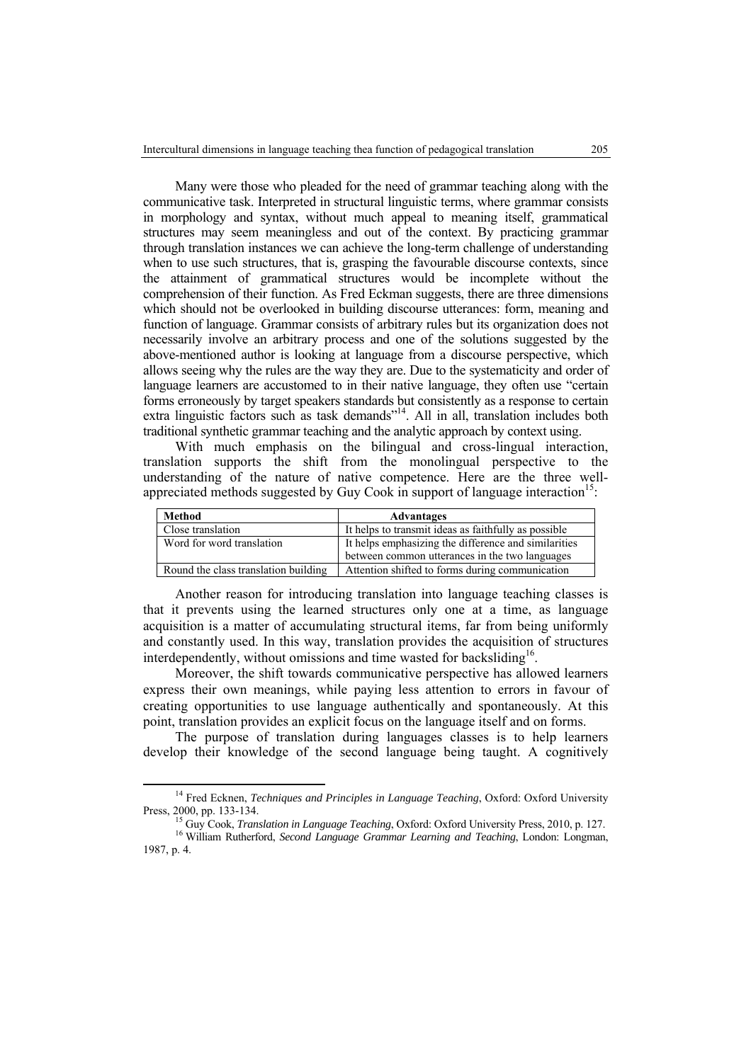Many were those who pleaded for the need of grammar teaching along with the communicative task. Interpreted in structural linguistic terms, where grammar consists in morphology and syntax, without much appeal to meaning itself, grammatical structures may seem meaningless and out of the context. By practicing grammar through translation instances we can achieve the long-term challenge of understanding when to use such structures, that is, grasping the favourable discourse contexts, since the attainment of grammatical structures would be incomplete without the comprehension of their function. As Fred Eckman suggests, there are three dimensions which should not be overlooked in building discourse utterances: form, meaning and function of language. Grammar consists of arbitrary rules but its organization does not necessarily involve an arbitrary process and one of the solutions suggested by the above-mentioned author is looking at language from a discourse perspective, which allows seeing why the rules are the way they are. Due to the systematicity and order of language learners are accustomed to in their native language, they often use "certain forms erroneously by target speakers standards but consistently as a response to certain extra linguistic factors such as task demands"[14]. All in all, translation includes both traditional synthetic grammar teaching and the analytic approach by context using.

With much emphasis on the bilingual and cross-lingual interaction, translation supports the shift from the monolingual perspective to the understanding of the nature of native competence. Here are the three well-appreciated methods suggested by Guy Cook in support of language interaction[15]:

| Method | Advantages |
|---|---|
| Close translation | It helps to transmit ideas as faithfully as possible |
| Word for word translation | It helps emphasizing the difference and similarities between common utterances in the two languages |
| Round the class translation building | Attention shifted to forms during communication |

Another reason for introducing translation into language teaching classes is that it prevents using the learned structures only one at a time, as language acquisition is a matter of accumulating structural items, far from being uniformly and constantly used. In this way, translation provides the acquisition of structures interdependently, without omissions and time wasted for backsliding[16].

Moreover, the shift towards communicative perspective has allowed learners express their own meanings, while paying less attention to errors in favour of creating opportunities to use language authentically and spontaneously. At this point, translation provides an explicit focus on the language itself and on forms.

The purpose of translation during languages classes is to help learners develop their knowledge of the second language being taught. A cognitively

---

[14] Fred Ecknen, *Techniques and Principles in Language Teaching*, Oxford: Oxford University Press, 2000, pp. 133-134.

[15] Guy Cook, *Translation in Language Teaching*, Oxford: Oxford University Press, 2010, p. 127.

[16] William Rutherford, *Second Language Grammar Learning and Teaching*, London: Longman, 1987, p. 4.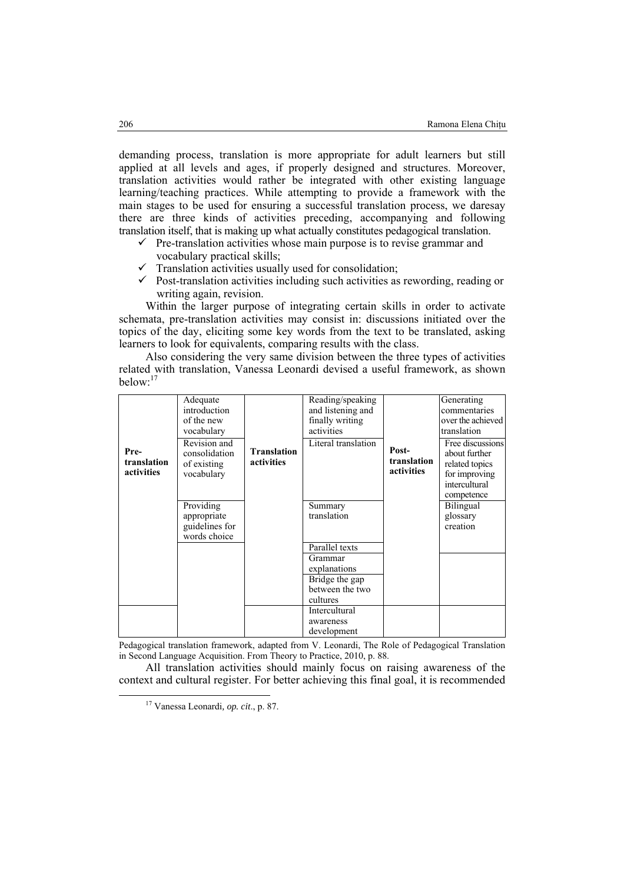demanding process, translation is more appropriate for adult learners but still applied at all levels and ages, if properly designed and structures. Moreover, translation activities would rather be integrated with other existing language learning/teaching practices. While attempting to provide a framework with the main stages to be used for ensuring a successful translation process, we daresay there are three kinds of activities preceding, accompanying and following translation itself, that is making up what actually constitutes pedagogical translation.

- ✓ Pre-translation activities whose main purpose is to revise grammar and vocabulary practical skills;
- ✓ Translation activities usually used for consolidation;
- ✓ Post-translation activities including such activities as rewording, reading or writing again, revision.

Within the larger purpose of integrating certain skills in order to activate schemata, pre-translation activities may consist in: discussions initiated over the topics of the day, eliciting some key words from the text to be translated, asking learners to look for equivalents, comparing results with the class.

Also considering the very same division between the three types of activities related with translation, Vanessa Leonardi devised a useful framework, as shown below:[17]

| **Pre-translation activities** | | **Translation activities** | | **Post-translation activities** | |
|---|---|---|---|---|---|
| | Adequate introduction of the new vocabulary | | Reading/speaking and listening and finally writing activities | | Generating commentaries over the achieved translation |
| | Revision and consolidation of existing vocabulary | | Literal translation | | Free discussions about further related topics for improving intercultural competence |
| | Providing appropriate guidelines for words choice | | Summary translation | | Bilingual glossary creation |
| | | | Parallel texts | | |
| | | | Grammar explanations | | |
| | | | Bridge the gap between the two cultures | | |
| | | | Intercultural awareness development | | |

Pedagogical translation framework, adapted from V. Leonardi, The Role of Pedagogical Translation in Second Language Acquisition. From Theory to Practice, 2010, p. 88.

All translation activities should mainly focus on raising awareness of the context and cultural register. For better achieving this final goal, it is recommended

[17] Vanessa Leonardi, *op. cit*., p. 87.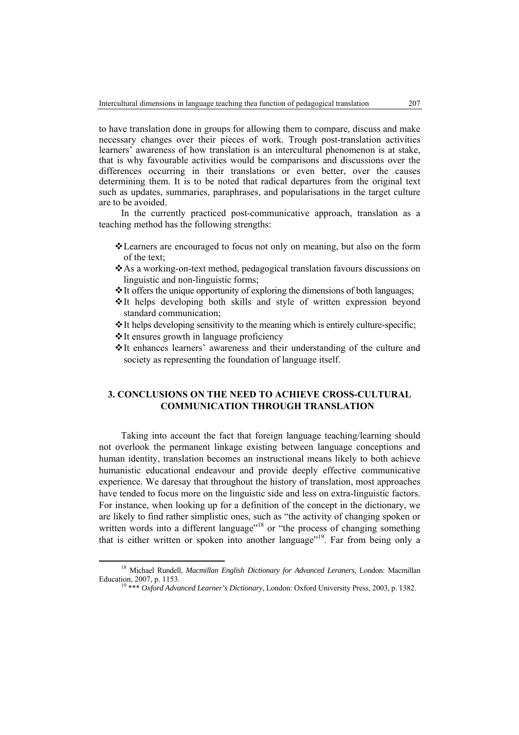to have translation done in groups for allowing them to compare, discuss and make necessary changes over their pieces of work. Trough post-translation activities learners' awareness of how translation is an intercultural phenomenon is at stake, that is why favourable activities would be comparisons and discussions over the differences occurring in their translations or even better, over the causes determining them. It is to be noted that radical departures from the original text such as updates, summaries, paraphrases, and popularisations in the target culture are to be avoided.

In the currently practiced post-communicative approach, translation as a teaching method has the following strengths:

- Learners are encouraged to focus not only on meaning, but also on the form of the text;
- As a working-on-text method, pedagogical translation favours discussions on linguistic and non-linguistic forms;
- It offers the unique opportunity of exploring the dimensions of both languages;
- It helps developing both skills and style of written expression beyond standard communication;
- It helps developing sensitivity to the meaning which is entirely culture-specific;
- It ensures growth in language proficiency
- It enhances learners' awareness and their understanding of the culture and society as representing the foundation of language itself.

## 3. CONCLUSIONS ON THE NEED TO ACHIEVE CROSS-CULTURAL COMMUNICATION THROUGH TRANSLATION

Taking into account the fact that foreign language teaching/learning should not overlook the permanent linkage existing between language conceptions and human identity, translation becomes an instructional means likely to both achieve humanistic educational endeavour and provide deeply effective communicative experience. We daresay that throughout the history of translation, most approaches have tended to focus more on the linguistic side and less on extra-linguistic factors. For instance, when looking up for a definition of the concept in the dictionary, we are likely to find rather simplistic ones, such as "the activity of changing spoken or written words into a different language"[18] or "the process of changing something that is either written or spoken into another language"[19]. Far from being only a

[18] Michael Rundell, *Macmillan English Dictionary for Advanced Leraners*, London: Macmillan Education, 2007, p. 1153.

[19] *** *Oxford Advanced Learner's Dictionary*, London: Oxford University Press, 2003, p. 1382.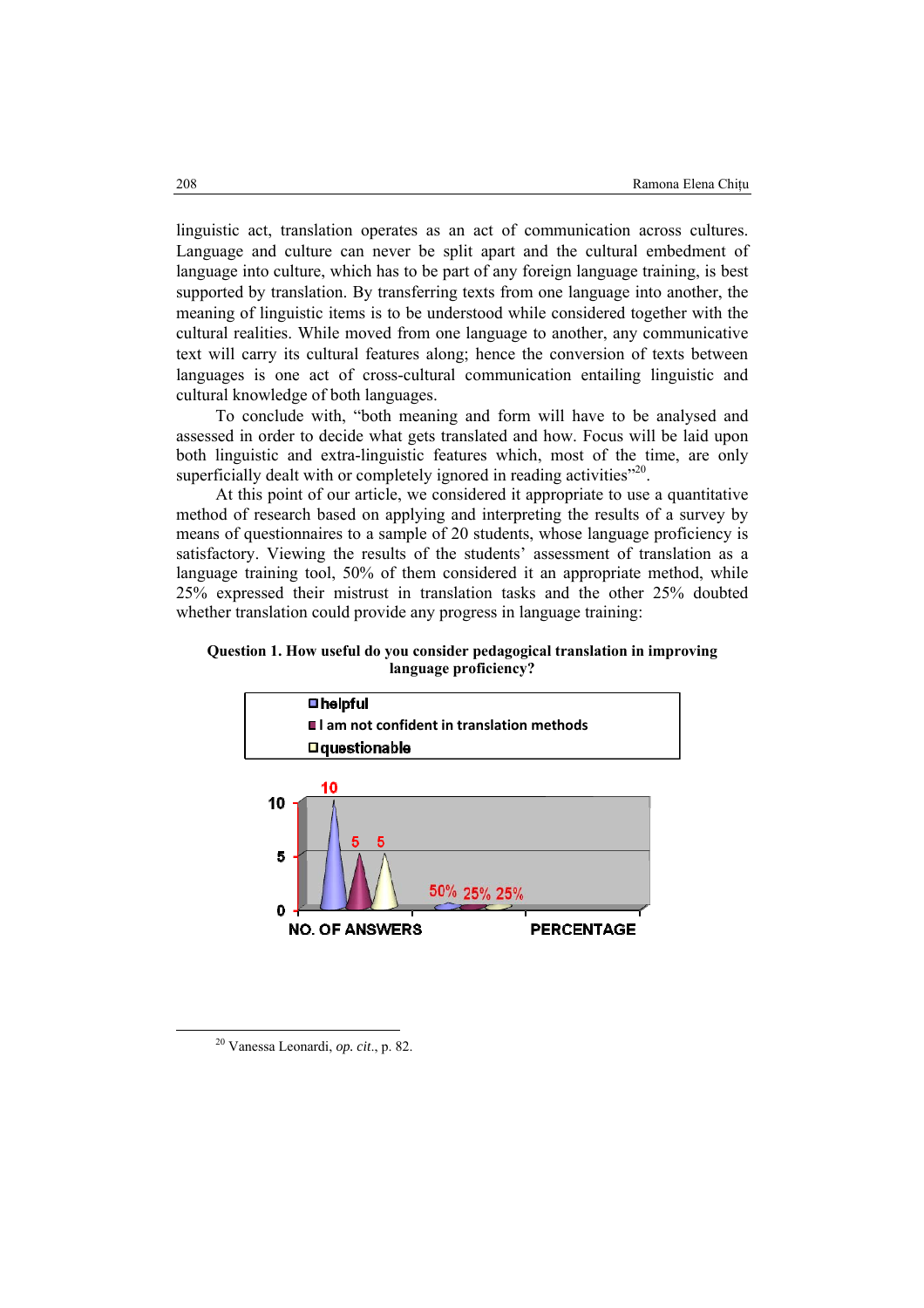linguistic act, translation operates as an act of communication across cultures. Language and culture can never be split apart and the cultural embedment of language into culture, which has to be part of any foreign language training, is best supported by translation. By transferring texts from one language into another, the meaning of linguistic items is to be understood while considered together with the cultural realities. While moved from one language to another, any communicative text will carry its cultural features along; hence the conversion of texts between languages is one act of cross-cultural communication entailing linguistic and cultural knowledge of both languages.

To conclude with, "both meaning and form will have to be analysed and assessed in order to decide what gets translated and how. Focus will be laid upon both linguistic and extra-linguistic features which, most of the time, are only superficially dealt with or completely ignored in reading activities"[20].

At this point of our article, we considered it appropriate to use a quantitative method of research based on applying and interpreting the results of a survey by means of questionnaires to a sample of 20 students, whose language proficiency is satisfactory. Viewing the results of the students' assessment of translation as a language training tool, 50% of them considered it an appropriate method, while 25% expressed their mistrust in translation tasks and the other 25% doubted whether translation could provide any progress in language training:

**Question 1. How useful do you consider pedagogical translation in improving language proficiency?**

| | NO. OF ANSWERS | PERCENTAGE |
|---|---|---|
| helpful | 10 | 50% |
| I am not confident in translation methods | 5 | 25% |
| questionable | 5 | 25% |

---

[20] Vanessa Leonardi, *op. cit.*, p. 82.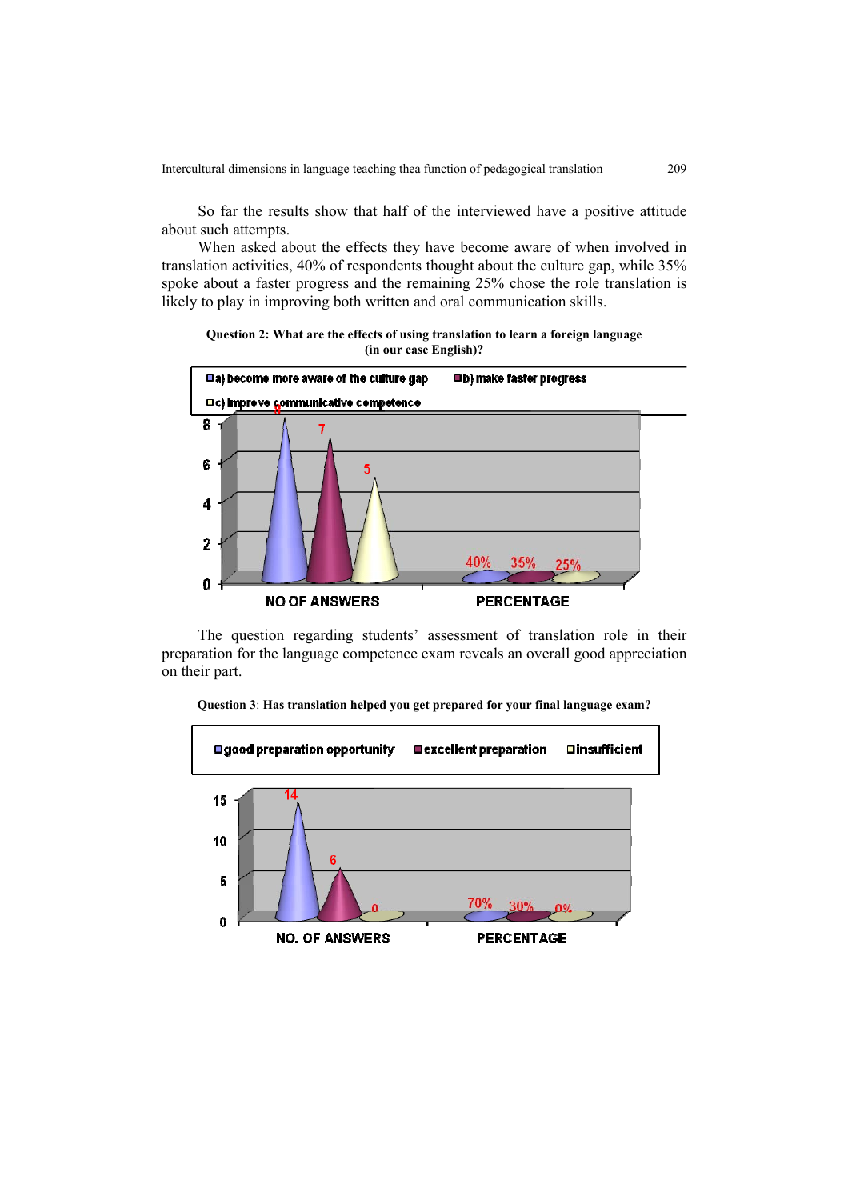So far the results show that half of the interviewed have a positive attitude about such attempts.

When asked about the effects they have become aware of when involved in translation activities, 40% of respondents thought about the culture gap, while 35% spoke about a faster progress and the remaining 25% chose the role translation is likely to play in improving both written and oral communication skills.

**Question 2: What are the effects of using translation to learn a foreign language (in our case English)?**

a) become more aware of the culture gap
b) make faster progress
c) improve communicative competence

8
7
5
40%
35%
25%

8
6
4
2
0

NO OF ANSWERS
PERCENTAGE

The question regarding students' assessment of translation role in their preparation for the language competence exam reveals an overall good appreciation on their part.

**Question 3**: **Has translation helped you get prepared for your final language exam?**

good preparation opportunity
excellent preparation
insufficient

14
6
0
70%
30%
0%

15
10
5
0

NO. OF ANSWERS
PERCENTAGE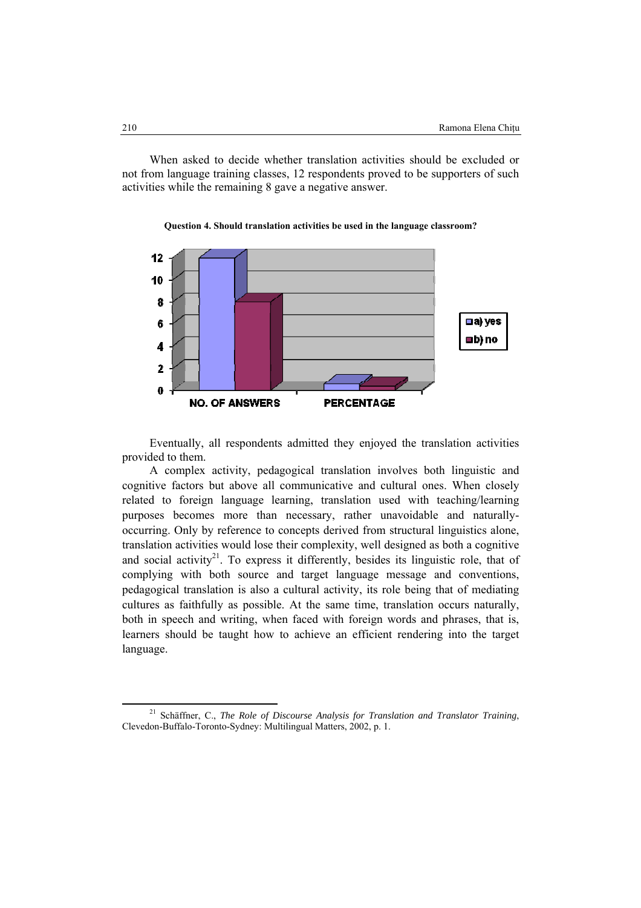When asked to decide whether translation activities should be excluded or not from language training classes, 12 respondents proved to be supporters of such activities while the remaining 8 gave a negative answer.

**Question 4. Should translation activities be used in the language classroom?**

Eventually, all respondents admitted they enjoyed the translation activities provided to them.

A complex activity, pedagogical translation involves both linguistic and cognitive factors but above all communicative and cultural ones. When closely related to foreign language learning, translation used with teaching/learning purposes becomes more than necessary, rather unavoidable and naturally-occurring. Only by reference to concepts derived from structural linguistics alone, translation activities would lose their complexity, well designed as both a cognitive and social activity[21]. To express it differently, besides its linguistic role, that of complying with both source and target language message and conventions, pedagogical translation is also a cultural activity, its role being that of mediating cultures as faithfully as possible. At the same time, translation occurs naturally, both in speech and writing, when faced with foreign words and phrases, that is, learners should be taught how to achieve an efficient rendering into the target language.

---

[21] Schäffner, C., *The Role of Discourse Analysis for Translation and Translator Training*, Clevedon-Buffalo-Toronto-Sydney: Multilingual Matters, 2002, p. 1.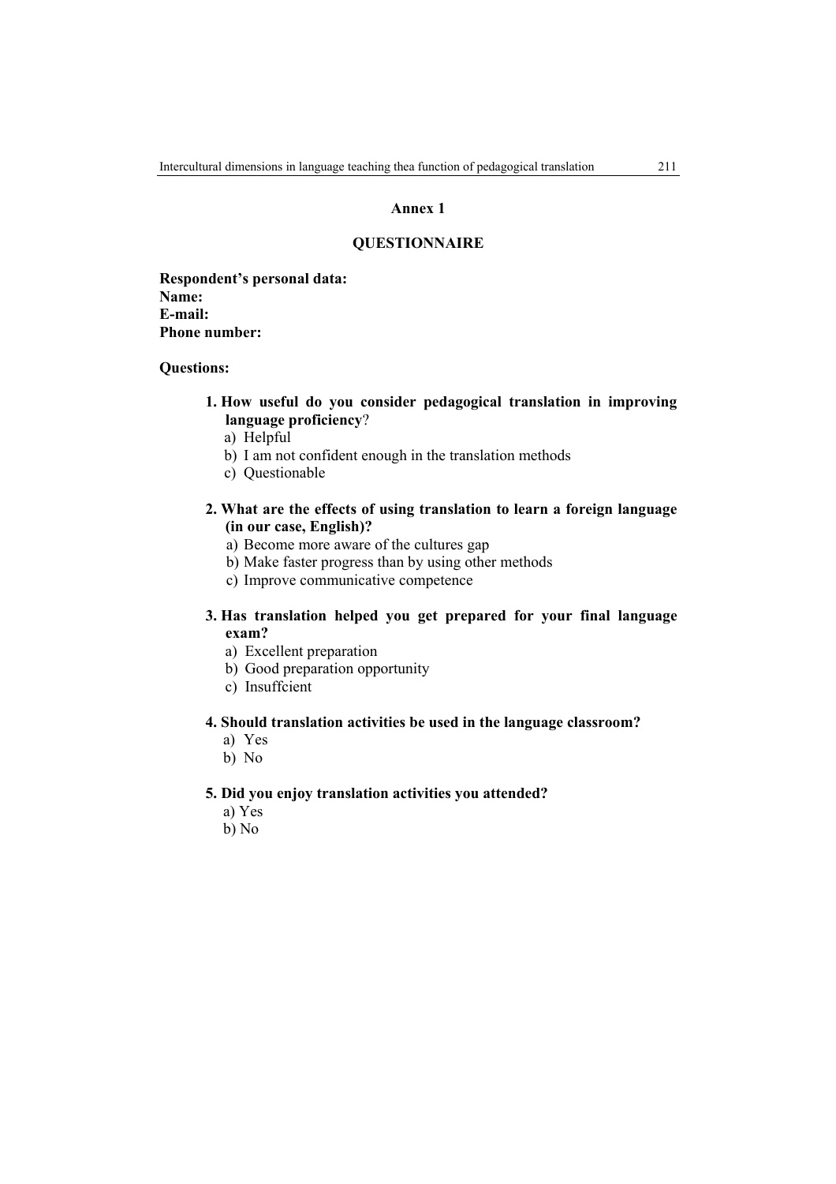## Annex 1

## QUESTIONNAIRE

**Respondent's personal data:**
**Name:**
**E-mail:**
**Phone number:**

**Questions:**

1. **How useful do you consider pedagogical translation in improving language proficiency**?
   a) Helpful
   b) I am not confident enough in the translation methods
   c) Questionable

2. **What are the effects of using translation to learn a foreign language (in our case, English)?**
   a) Become more aware of the cultures gap
   b) Make faster progress than by using other methods
   c) Improve communicative competence

3. **Has translation helped you get prepared for your final language exam?**
   a) Excellent preparation
   b) Good preparation opportunity
   c) Insuffcient

4. **Should translation activities be used in the language classroom?**
   a) Yes
   b) No

5. **Did you enjoy translation activities you attended?**
   a) Yes
   b) No